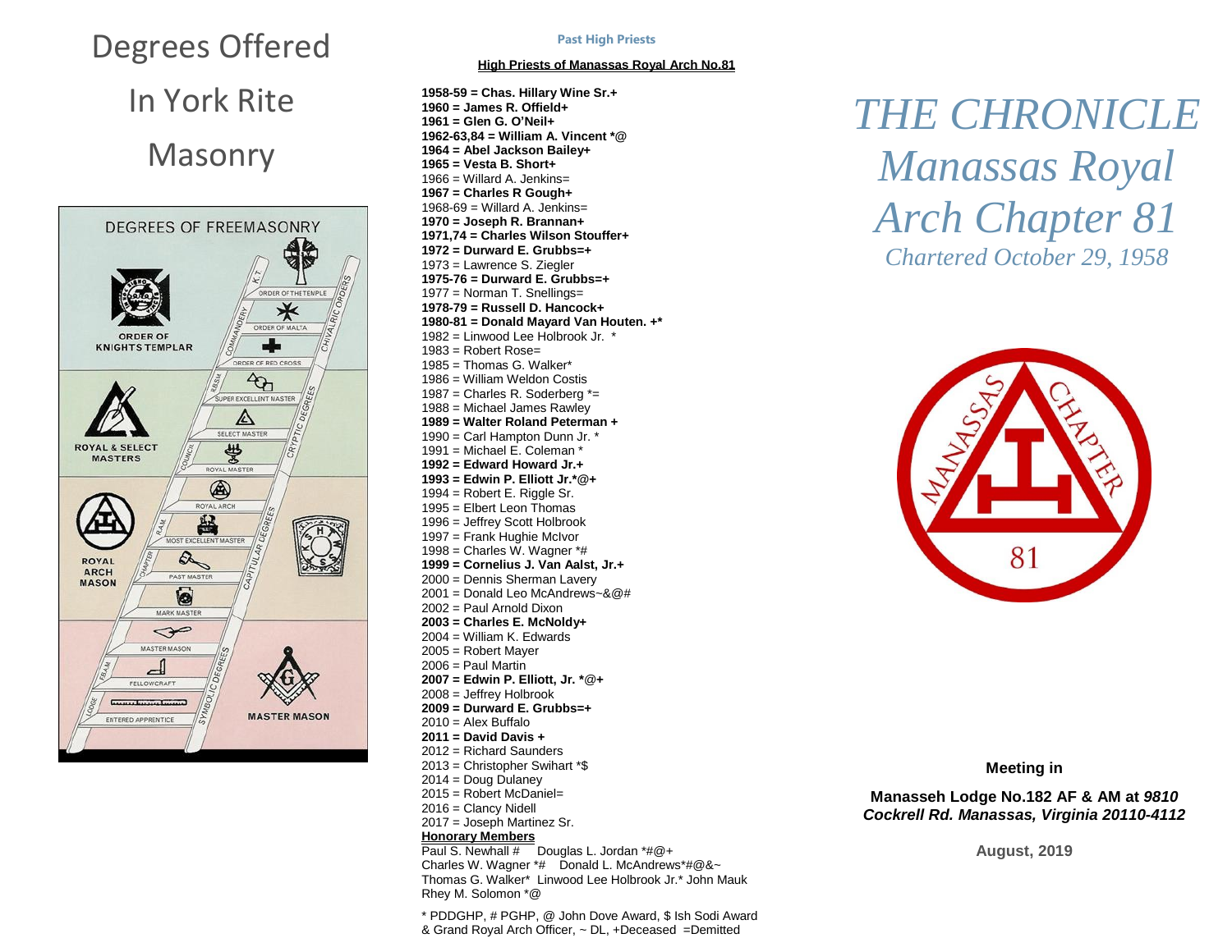# Degrees Offered In York Rite Masonry

DEGREES OF FREEMASONRY

ORDER OF KNIGHTS TEMPLAR

ORDER OF THE TEMPLE

ORDER OF MALTA

ORDER OF RED CROSS

COMMANDERY

K.T.

CHIVALRIC ORDERS

ROYAL & SELECT MASTERS

SUPER EXCELLENT MASTER

SELECT MASTER

ROYAL MASTER

COUNCIL

R.&S.M.

CRYPTIC DEGREES

ROYAL ARCH MASON

ROYAL ARCH

MOST EXCELLENT MASTER

PAST MASTER

MARK MASTER

CHAPTER

R.A.M.

CAPITULAR DEGREES

MASTER MASON

FELLOWCRAFT

ENTERED APPRENTICE

LODGE

F.&A.M.

SYMBOLIC DEGREES

MASTER MASON

## Past High Priests

**High Priests of Manassas Royal Arch No.81**

**1958-59 = Chas. Hillary Wine Sr.+**
**1960 = James R. Offield+**
**1961 = Glen G. O'Neil+**
**1962-63,84 = William A. Vincent *@**
**1964 = Abel Jackson Bailey+**
**1965 = Vesta B. Short+**
1966 = Willard A. Jenkins=
**1967 = Charles R Gough+**
1968-69 = Willard A. Jenkins=
**1970 = Joseph R. Brannan+**
**1971,74 = Charles Wilson Stouffer+**
**1972 = Durward E. Grubbs=+**
1973 = Lawrence S. Ziegler
**1975-76 = Durward E. Grubbs=+**
1977 = Norman T. Snellings=
**1978-79 = Russell D. Hancock+**
**1980-81 = Donald Mayard Van Houten. +***
1982 = Linwood Lee Holbrook Jr. *
1983 = Robert Rose=
1985 = Thomas G. Walker*
1986 = William Weldon Costis
1987 = Charles R. Soderberg *=
1988 = Michael James Rawley
**1989 = Walter Roland Peterman +**
1990 = Carl Hampton Dunn Jr. *
1991 = Michael E. Coleman *
**1992 = Edward Howard Jr.+**
**1993 = Edwin P. Elliott Jr.*@+**
1994 = Robert E. Riggle Sr.
1995 = Elbert Leon Thomas
1996 = Jeffrey Scott Holbrook
1997 = Frank Hughie McIvor
1998 = Charles W. Wagner *#
**1999 = Cornelius J. Van Aalst, Jr.+**
2000 = Dennis Sherman Lavery
2001 = Donald Leo McAndrews~&@#
2002 = Paul Arnold Dixon
**2003 = Charles E. McNoldy+**
2004 = William K. Edwards
2005 = Robert Mayer
2006 = Paul Martin
**2007 = Edwin P. Elliott, Jr. *@+**
2008 = Jeffrey Holbrook
**2009 = Durward E. Grubbs=+**
2010 = Alex Buffalo
**2011 = David Davis +**
2012 = Richard Saunders
2013 = Christopher Swihart *$
2014 = Doug Dulaney
2015 = Robert McDaniel=
2016 = Clancy Nidell
2017 = Joseph Martinez Sr.

**Honorary Members**

Paul S. Newhall # Douglas L. Jordan *#@+
Charles W. Wagner *# Donald L. McAndrews*#@&~
Thomas G. Walker* Linwood Lee Holbrook Jr.* John Mauk
Rhey M. Solomon *@

* PDDGHP, # PGHP, @ John Dove Award, $ Ish Sodi Award & Grand Royal Arch Officer, ~ DL, +Deceased =Demitted

# *THE CHRONICLE*
# *Manassas Royal Arch Chapter 81*
*Chartered October 29, 1958*

MANASSAS CHAPTER 81

**Meeting in**

**Manasseh Lodge No.182 AF & AM at *9810 Cockrell Rd. Manassas, Virginia 20110-4112***

**August, 2019**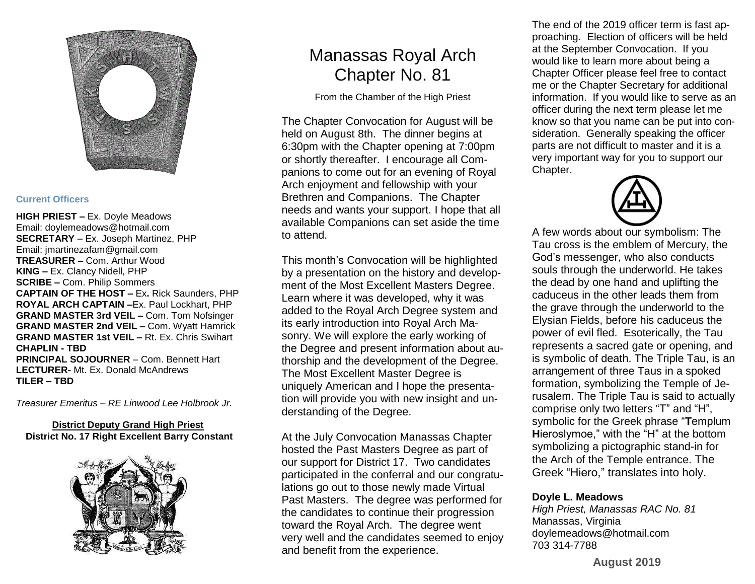**Current Officers**

**HIGH PRIEST –** Ex. Doyle Meadows
Email: doylemeadows@hotmail.com
**SECRETARY** – Ex. Joseph Martinez, PHP
Email: jmartinezafam@gmail.com
**TREASURER –** Com. Arthur Wood
**KING –** Ex. Clancy Nidell, PHP
**SCRIBE –** Com. Philip Sommers
**CAPTAIN OF THE HOST –** Ex. Rick Saunders, PHP
**ROYAL ARCH CAPTAIN –**Ex. Paul Lockhart, PHP
**GRAND MASTER 3rd VEIL –** Com. Tom Nofsinger
**GRAND MASTER 2nd VEIL –** Com. Wyatt Hamrick
**GRAND MASTER 1st VEIL –** Rt. Ex. Chris Swihart
**CHAPLIN - TBD**
**PRINCIPAL SOJOURNER** – Com. Bennett Hart
**LECTURER-** Mt. Ex. Donald McAndrews
**TILER – TBD**

*Treasurer Emeritus – RE Linwood Lee Holbrook Jr.*

**District Deputy Grand High Priest**
**District No. 17 Right Excellent Barry Constant**

# Manassas Royal Arch Chapter No. 81

From the Chamber of the High Priest

The Chapter Convocation for August will be held on August 8th. The dinner begins at 6:30pm with the Chapter opening at 7:00pm or shortly thereafter. I encourage all Companions to come out for an evening of Royal Arch enjoyment and fellowship with your Brethren and Companions. The Chapter needs and wants your support. I hope that all available Companions can set aside the time to attend.

This month's Convocation will be highlighted by a presentation on the history and development of the Most Excellent Masters Degree. Learn where it was developed, why it was added to the Royal Arch Degree system and its early introduction into Royal Arch Masonry. We will explore the early working of the Degree and present information about authorship and the development of the Degree. The Most Excellent Master Degree is uniquely American and I hope the presentation will provide you with new insight and understanding of the Degree.

At the July Convocation Manassas Chapter hosted the Past Masters Degree as part of our support for District 17. Two candidates participated in the conferral and our congratulations go out to those newly made Virtual Past Masters. The degree was performed for the candidates to continue their progression toward the Royal Arch. The degree went very well and the candidates seemed to enjoy and benefit from the experience.

The end of the 2019 officer term is fast approaching. Election of officers will be held at the September Convocation. If you would like to learn more about being a Chapter Officer please feel free to contact me or the Chapter Secretary for additional information. If you would like to serve as an officer during the next term please let me know so that you name can be put into consideration. Generally speaking the officer parts are not difficult to master and it is a very important way for you to support our Chapter.

A few words about our symbolism: The Tau cross is the emblem of Mercury, the God's messenger, who also conducts souls through the underworld. He takes the dead by one hand and uplifting the caduceus in the other leads them from the grave through the underworld to the Elysian Fields, before his caduceus the power of evil fled. Esoterically, the Tau represents a sacred gate or opening, and is symbolic of death. The Triple Tau, is an arrangement of three Taus in a spoked formation, symbolizing the Temple of Jerusalem. The Triple Tau is said to actually comprise only two letters "T" and "H", symbolic for the Greek phrase "**T**emplum **H**ieroslymoe," with the "H" at the bottom symbolizing a pictographic stand-in for the Arch of the Temple entrance. The Greek "Hiero," translates into holy.

**Doyle L. Meadows**
*High Priest, Manassas RAC No. 81*
Manassas, Virginia
doylemeadows@hotmail.com
703 314-7788

**August 2019**